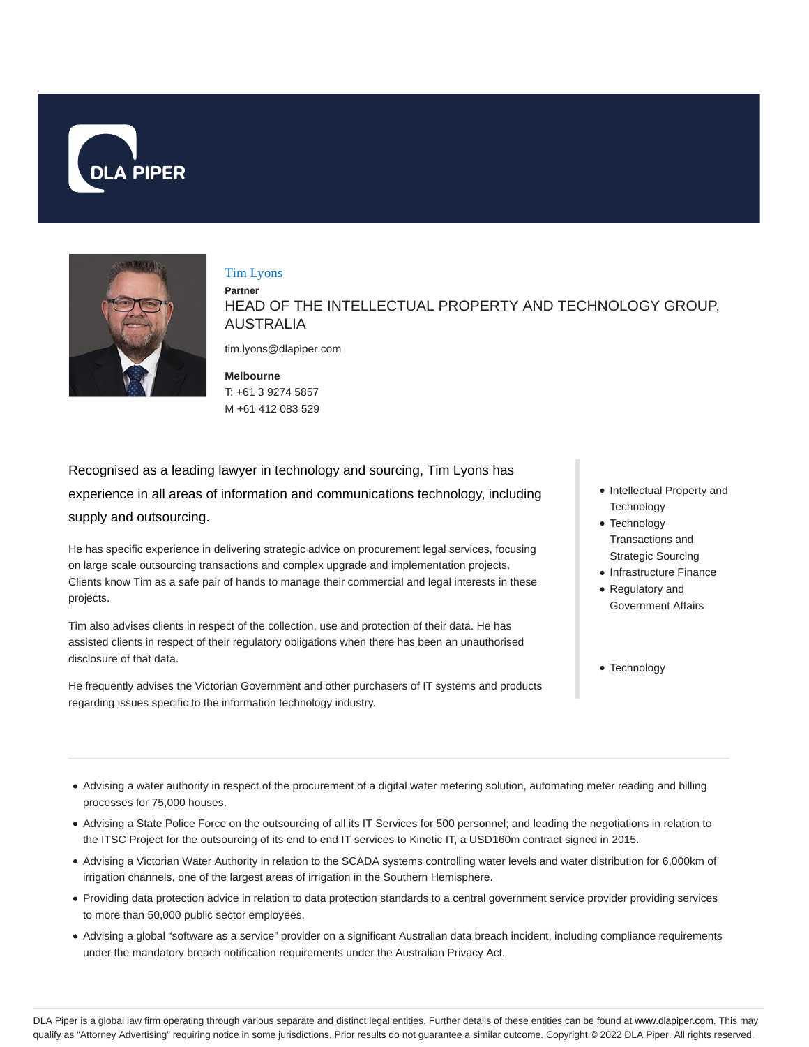# Tim Lyons

**Partner**

## HEAD OF THE INTELLECTUAL PROPERTY AND TECHNOLOGY GROUP, AUSTRALIA

tim.lyons@dlapiper.com

**Melbourne**
T: +61 3 9274 5857
M +61 412 083 529

Recognised as a leading lawyer in technology and sourcing, Tim Lyons has experience in all areas of information and communications technology, including supply and outsourcing.

He has specific experience in delivering strategic advice on procurement legal services, focusing on large scale outsourcing transactions and complex upgrade and implementation projects. Clients know Tim as a safe pair of hands to manage their commercial and legal interests in these projects.

Tim also advises clients in respect of the collection, use and protection of their data. He has assisted clients in respect of their regulatory obligations when there has been an unauthorised disclosure of that data.

He frequently advises the Victorian Government and other purchasers of IT systems and products regarding issues specific to the information technology industry.

- Intellectual Property and Technology
- Technology Transactions and Strategic Sourcing
- Infrastructure Finance
- Regulatory and Government Affairs

- Technology

---

- Advising a water authority in respect of the procurement of a digital water metering solution, automating meter reading and billing processes for 75,000 houses.
- Advising a State Police Force on the outsourcing of all its IT Services for 500 personnel; and leading the negotiations in relation to the ITSC Project for the outsourcing of its end to end IT services to Kinetic IT, a USD160m contract signed in 2015.
- Advising a Victorian Water Authority in relation to the SCADA systems controlling water levels and water distribution for 6,000km of irrigation channels, one of the largest areas of irrigation in the Southern Hemisphere.
- Providing data protection advice in relation to data protection standards to a central government service provider providing services to more than 50,000 public sector employees.
- Advising a global "software as a service" provider on a significant Australian data breach incident, including compliance requirements under the mandatory breach notification requirements under the Australian Privacy Act.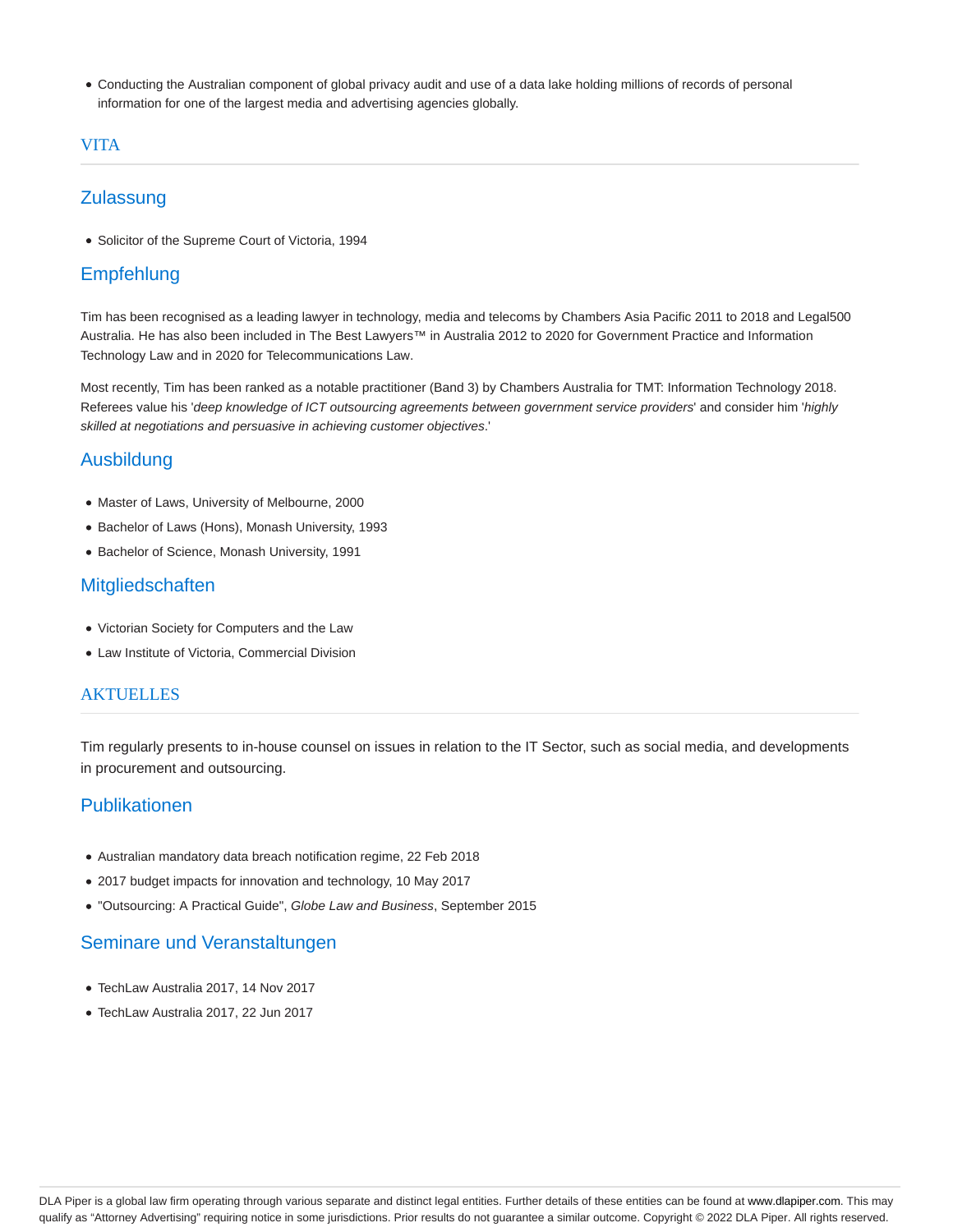- Conducting the Australian component of global privacy audit and use of a data lake holding millions of records of personal information for one of the largest media and advertising agencies globally.

## VITA

### Zulassung

- Solicitor of the Supreme Court of Victoria, 1994

### Empfehlung

Tim has been recognised as a leading lawyer in technology, media and telecoms by Chambers Asia Pacific 2011 to 2018 and Legal500 Australia. He has also been included in The Best Lawyers™ in Australia 2012 to 2020 for Government Practice and Information Technology Law and in 2020 for Telecommunications Law.

Most recently, Tim has been ranked as a notable practitioner (Band 3) by Chambers Australia for TMT: Information Technology 2018. Referees value his '*deep knowledge of ICT outsourcing agreements between government service providers*' and consider him '*highly skilled at negotiations and persuasive in achieving customer objectives*.'

### Ausbildung

- Master of Laws, University of Melbourne, 2000
- Bachelor of Laws (Hons), Monash University, 1993
- Bachelor of Science, Monash University, 1991

### Mitgliedschaften

- Victorian Society for Computers and the Law
- Law Institute of Victoria, Commercial Division

## AKTUELLES

Tim regularly presents to in-house counsel on issues in relation to the IT Sector, such as social media, and developments in procurement and outsourcing.

### Publikationen

- Australian mandatory data breach notification regime, 22 Feb 2018
- 2017 budget impacts for innovation and technology, 10 May 2017
- "Outsourcing: A Practical Guide", *Globe Law and Business*, September 2015

### Seminare und Veranstaltungen

- TechLaw Australia 2017, 14 Nov 2017
- TechLaw Australia 2017, 22 Jun 2017

DLA Piper is a global law firm operating through various separate and distinct legal entities. Further details of these entities can be found at www.dlapiper.com. This may qualify as "Attorney Advertising" requiring notice in some jurisdictions. Prior results do not guarantee a similar outcome. Copyright © 2022 DLA Piper. All rights reserved.